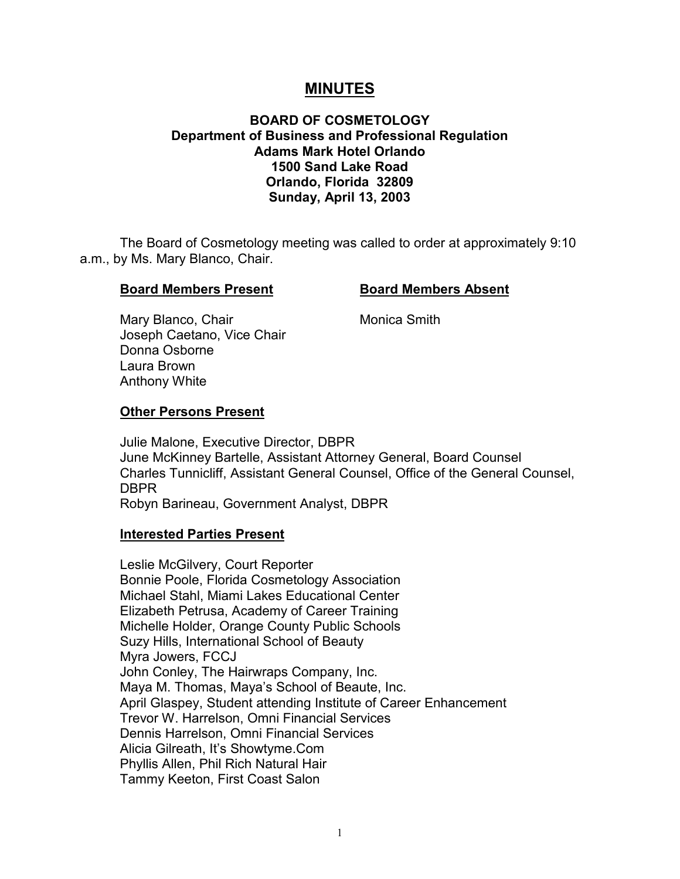# MINUTES

## BOARD OF COSMETOLOGY
**Department of Business and Professional Regulation**
**Adams Mark Hotel Orlando**
**1500 Sand Lake Road**
**Orlando, Florida 32809**
**Sunday, April 13, 2003**

The Board of Cosmetology meeting was called to order at approximately 9:10 a.m., by Ms. Mary Blanco, Chair.

| **Board Members Present** | **Board Members Absent** |
|---|---|
| Mary Blanco, Chair | Monica Smith |
| Joseph Caetano, Vice Chair | |
| Donna Osborne | |
| Laura Brown | |
| Anthony White | |

**Other Persons Present**

Julie Malone, Executive Director, DBPR
June McKinney Bartelle, Assistant Attorney General, Board Counsel
Charles Tunnicliff, Assistant General Counsel, Office of the General Counsel, DBPR
Robyn Barineau, Government Analyst, DBPR

**Interested Parties Present**

Leslie McGilvery, Court Reporter
Bonnie Poole, Florida Cosmetology Association
Michael Stahl, Miami Lakes Educational Center
Elizabeth Petrusa, Academy of Career Training
Michelle Holder, Orange County Public Schools
Suzy Hills, International School of Beauty
Myra Jowers, FCCJ
John Conley, The Hairwraps Company, Inc.
Maya M. Thomas, Maya's School of Beaute, Inc.
April Glaspey, Student attending Institute of Career Enhancement
Trevor W. Harrelson, Omni Financial Services
Dennis Harrelson, Omni Financial Services
Alicia Gilreath, It's Showtyme.Com
Phyllis Allen, Phil Rich Natural Hair
Tammy Keeton, First Coast Salon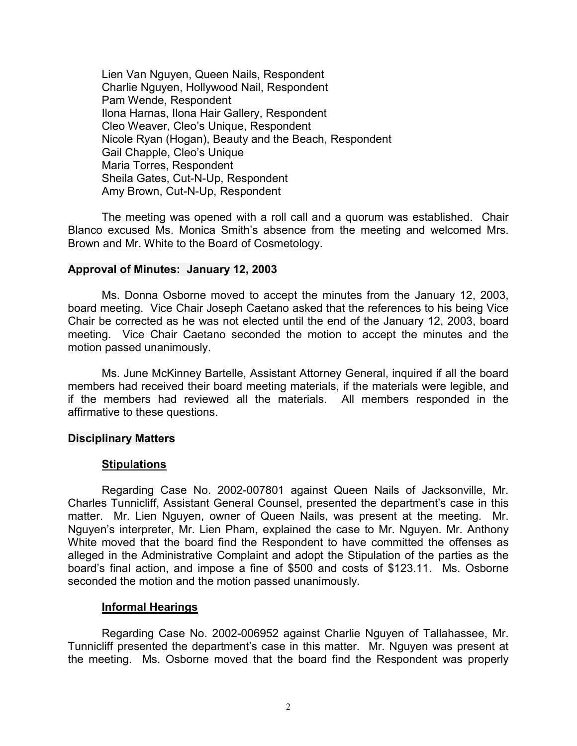Lien Van Nguyen, Queen Nails, Respondent
Charlie Nguyen, Hollywood Nail, Respondent
Pam Wende, Respondent
Ilona Harnas, Ilona Hair Gallery, Respondent
Cleo Weaver, Cleo's Unique, Respondent
Nicole Ryan (Hogan), Beauty and the Beach, Respondent
Gail Chapple, Cleo's Unique
Maria Torres, Respondent
Sheila Gates, Cut-N-Up, Respondent
Amy Brown, Cut-N-Up, Respondent

The meeting was opened with a roll call and a quorum was established. Chair Blanco excused Ms. Monica Smith's absence from the meeting and welcomed Mrs. Brown and Mr. White to the Board of Cosmetology.

## Approval of Minutes: January 12, 2003

Ms. Donna Osborne moved to accept the minutes from the January 12, 2003, board meeting. Vice Chair Joseph Caetano asked that the references to his being Vice Chair be corrected as he was not elected until the end of the January 12, 2003, board meeting. Vice Chair Caetano seconded the motion to accept the minutes and the motion passed unanimously.

Ms. June McKinney Bartelle, Assistant Attorney General, inquired if all the board members had received their board meeting materials, if the materials were legible, and if the members had reviewed all the materials. All members responded in the affirmative to these questions.

## Disciplinary Matters

### Stipulations

Regarding Case No. 2002-007801 against Queen Nails of Jacksonville, Mr. Charles Tunnicliff, Assistant General Counsel, presented the department's case in this matter. Mr. Lien Nguyen, owner of Queen Nails, was present at the meeting. Mr. Nguyen's interpreter, Mr. Lien Pham, explained the case to Mr. Nguyen. Mr. Anthony White moved that the board find the Respondent to have committed the offenses as alleged in the Administrative Complaint and adopt the Stipulation of the parties as the board's final action, and impose a fine of $500 and costs of $123.11. Ms. Osborne seconded the motion and the motion passed unanimously.

### Informal Hearings

Regarding Case No. 2002-006952 against Charlie Nguyen of Tallahassee, Mr. Tunnicliff presented the department's case in this matter. Mr. Nguyen was present at the meeting. Ms. Osborne moved that the board find the Respondent was properly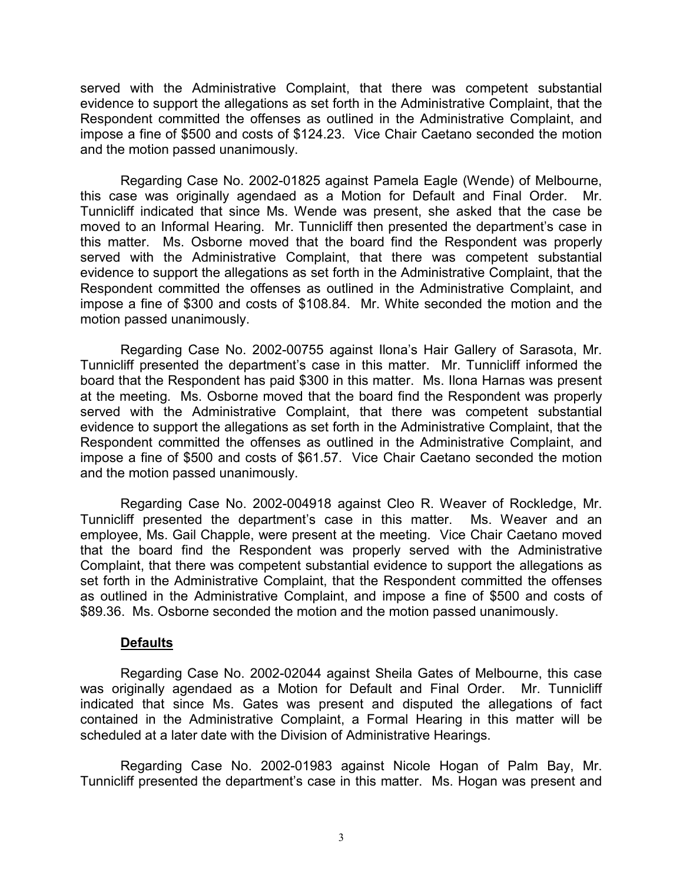served with the Administrative Complaint, that there was competent substantial evidence to support the allegations as set forth in the Administrative Complaint, that the Respondent committed the offenses as outlined in the Administrative Complaint, and impose a fine of $500 and costs of $124.23. Vice Chair Caetano seconded the motion and the motion passed unanimously.

Regarding Case No. 2002-01825 against Pamela Eagle (Wende) of Melbourne, this case was originally agendaed as a Motion for Default and Final Order. Mr. Tunnicliff indicated that since Ms. Wende was present, she asked that the case be moved to an Informal Hearing. Mr. Tunnicliff then presented the department's case in this matter. Ms. Osborne moved that the board find the Respondent was properly served with the Administrative Complaint, that there was competent substantial evidence to support the allegations as set forth in the Administrative Complaint, that the Respondent committed the offenses as outlined in the Administrative Complaint, and impose a fine of $300 and costs of $108.84. Mr. White seconded the motion and the motion passed unanimously.

Regarding Case No. 2002-00755 against Ilona's Hair Gallery of Sarasota, Mr. Tunnicliff presented the department's case in this matter. Mr. Tunnicliff informed the board that the Respondent has paid $300 in this matter. Ms. Ilona Harnas was present at the meeting. Ms. Osborne moved that the board find the Respondent was properly served with the Administrative Complaint, that there was competent substantial evidence to support the allegations as set forth in the Administrative Complaint, that the Respondent committed the offenses as outlined in the Administrative Complaint, and impose a fine of $500 and costs of $61.57. Vice Chair Caetano seconded the motion and the motion passed unanimously.

Regarding Case No. 2002-004918 against Cleo R. Weaver of Rockledge, Mr. Tunnicliff presented the department's case in this matter. Ms. Weaver and an employee, Ms. Gail Chapple, were present at the meeting. Vice Chair Caetano moved that the board find the Respondent was properly served with the Administrative Complaint, that there was competent substantial evidence to support the allegations as set forth in the Administrative Complaint, that the Respondent committed the offenses as outlined in the Administrative Complaint, and impose a fine of $500 and costs of $89.36. Ms. Osborne seconded the motion and the motion passed unanimously.

**Defaults**

Regarding Case No. 2002-02044 against Sheila Gates of Melbourne, this case was originally agendaed as a Motion for Default and Final Order. Mr. Tunnicliff indicated that since Ms. Gates was present and disputed the allegations of fact contained in the Administrative Complaint, a Formal Hearing in this matter will be scheduled at a later date with the Division of Administrative Hearings.

Regarding Case No. 2002-01983 against Nicole Hogan of Palm Bay, Mr. Tunnicliff presented the department's case in this matter. Ms. Hogan was present and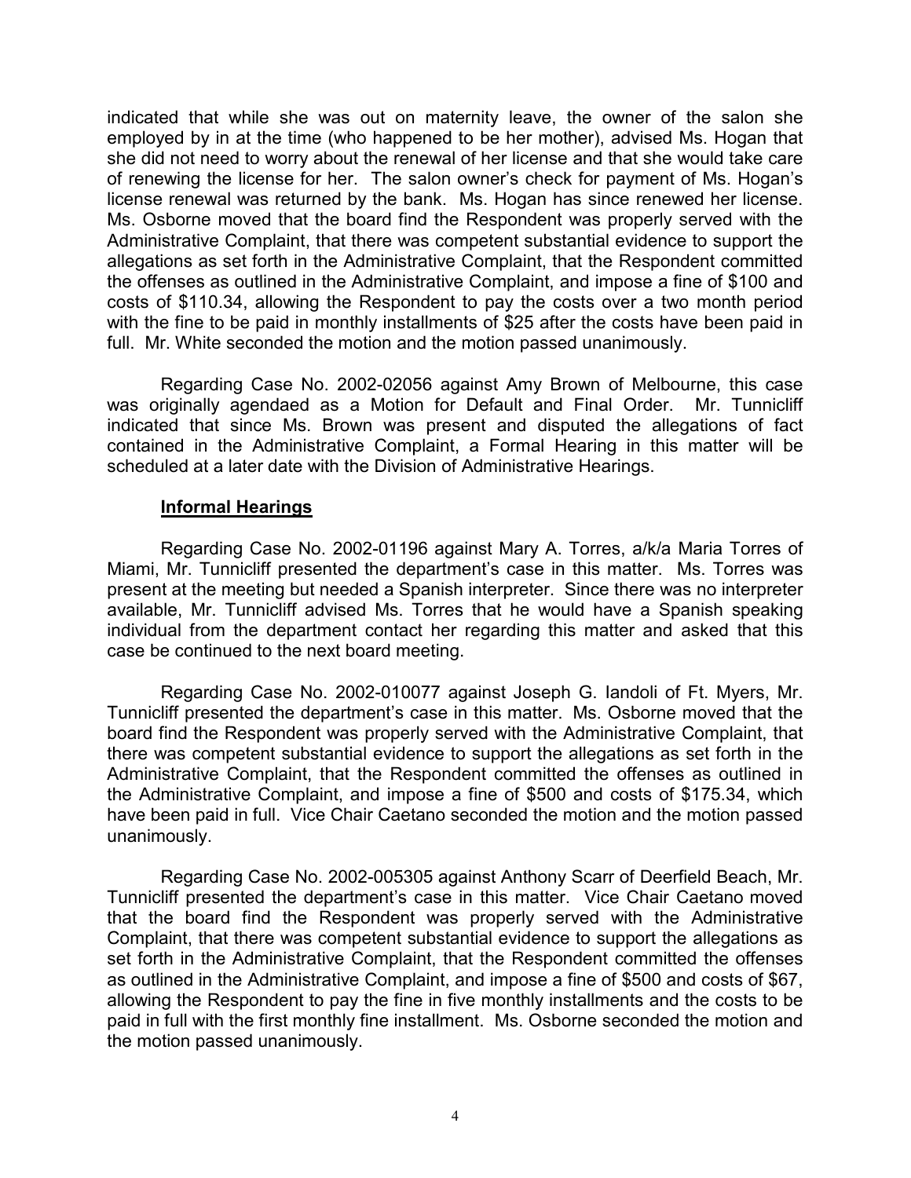indicated that while she was out on maternity leave, the owner of the salon she employed by in at the time (who happened to be her mother), advised Ms. Hogan that she did not need to worry about the renewal of her license and that she would take care of renewing the license for her. The salon owner's check for payment of Ms. Hogan's license renewal was returned by the bank. Ms. Hogan has since renewed her license. Ms. Osborne moved that the board find the Respondent was properly served with the Administrative Complaint, that there was competent substantial evidence to support the allegations as set forth in the Administrative Complaint, that the Respondent committed the offenses as outlined in the Administrative Complaint, and impose a fine of $100 and costs of $110.34, allowing the Respondent to pay the costs over a two month period with the fine to be paid in monthly installments of $25 after the costs have been paid in full. Mr. White seconded the motion and the motion passed unanimously.

Regarding Case No. 2002-02056 against Amy Brown of Melbourne, this case was originally agendaed as a Motion for Default and Final Order. Mr. Tunnicliff indicated that since Ms. Brown was present and disputed the allegations of fact contained in the Administrative Complaint, a Formal Hearing in this matter will be scheduled at a later date with the Division of Administrative Hearings.

**Informal Hearings**

Regarding Case No. 2002-01196 against Mary A. Torres, a/k/a Maria Torres of Miami, Mr. Tunnicliff presented the department's case in this matter. Ms. Torres was present at the meeting but needed a Spanish interpreter. Since there was no interpreter available, Mr. Tunnicliff advised Ms. Torres that he would have a Spanish speaking individual from the department contact her regarding this matter and asked that this case be continued to the next board meeting.

Regarding Case No. 2002-010077 against Joseph G. Iandoli of Ft. Myers, Mr. Tunnicliff presented the department's case in this matter. Ms. Osborne moved that the board find the Respondent was properly served with the Administrative Complaint, that there was competent substantial evidence to support the allegations as set forth in the Administrative Complaint, that the Respondent committed the offenses as outlined in the Administrative Complaint, and impose a fine of $500 and costs of $175.34, which have been paid in full. Vice Chair Caetano seconded the motion and the motion passed unanimously.

Regarding Case No. 2002-005305 against Anthony Scarr of Deerfield Beach, Mr. Tunnicliff presented the department's case in this matter. Vice Chair Caetano moved that the board find the Respondent was properly served with the Administrative Complaint, that there was competent substantial evidence to support the allegations as set forth in the Administrative Complaint, that the Respondent committed the offenses as outlined in the Administrative Complaint, and impose a fine of $500 and costs of $67, allowing the Respondent to pay the fine in five monthly installments and the costs to be paid in full with the first monthly fine installment. Ms. Osborne seconded the motion and the motion passed unanimously.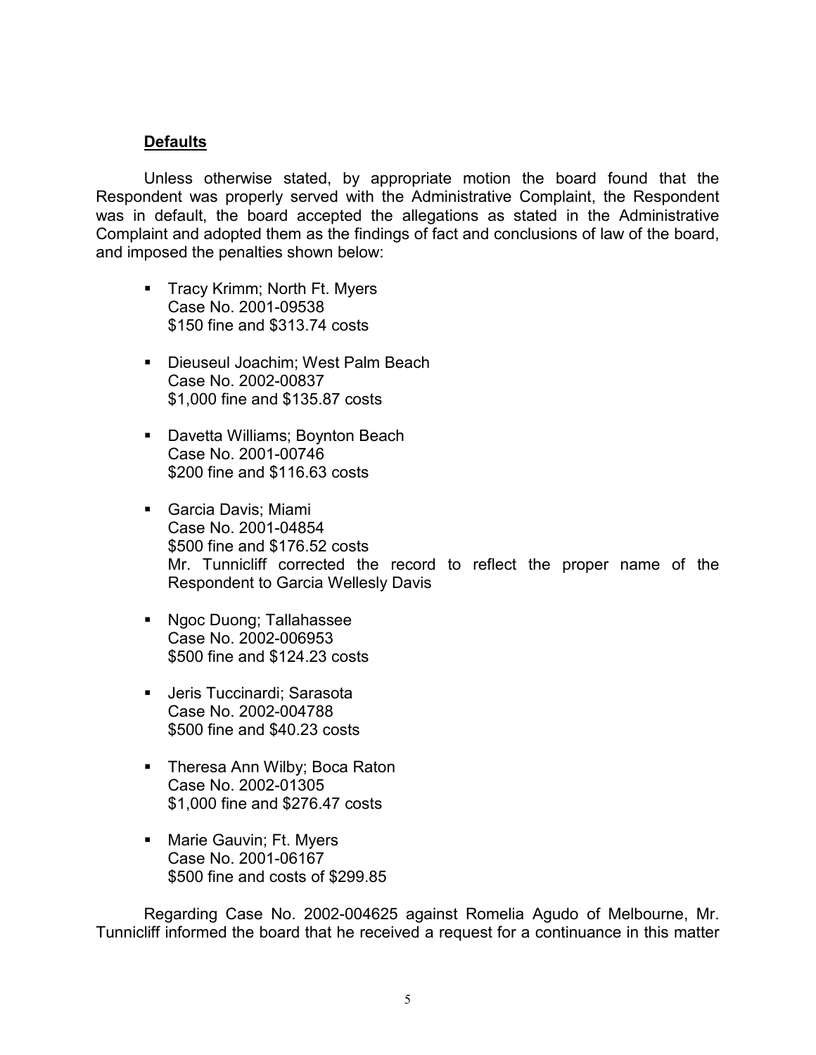**Defaults**

Unless otherwise stated, by appropriate motion the board found that the Respondent was properly served with the Administrative Complaint, the Respondent was in default, the board accepted the allegations as stated in the Administrative Complaint and adopted them as the findings of fact and conclusions of law of the board, and imposed the penalties shown below:

- Tracy Krimm; North Ft. Myers
  Case No. 2001-09538
  $150 fine and $313.74 costs

- Dieuseul Joachim; West Palm Beach
  Case No. 2002-00837
  $1,000 fine and $135.87 costs

- Davetta Williams; Boynton Beach
  Case No. 2001-00746
  $200 fine and $116.63 costs

- Garcia Davis; Miami
  Case No. 2001-04854
  $500 fine and $176.52 costs
  Mr. Tunnicliff corrected the record to reflect the proper name of the Respondent to Garcia Wellesly Davis

- Ngoc Duong; Tallahassee
  Case No. 2002-006953
  $500 fine and $124.23 costs

- Jeris Tuccinardi; Sarasota
  Case No. 2002-004788
  $500 fine and $40.23 costs

- Theresa Ann Wilby; Boca Raton
  Case No. 2002-01305
  $1,000 fine and $276.47 costs

- Marie Gauvin; Ft. Myers
  Case No. 2001-06167
  $500 fine and costs of $299.85

Regarding Case No. 2002-004625 against Romelia Agudo of Melbourne, Mr. Tunnicliff informed the board that he received a request for a continuance in this matter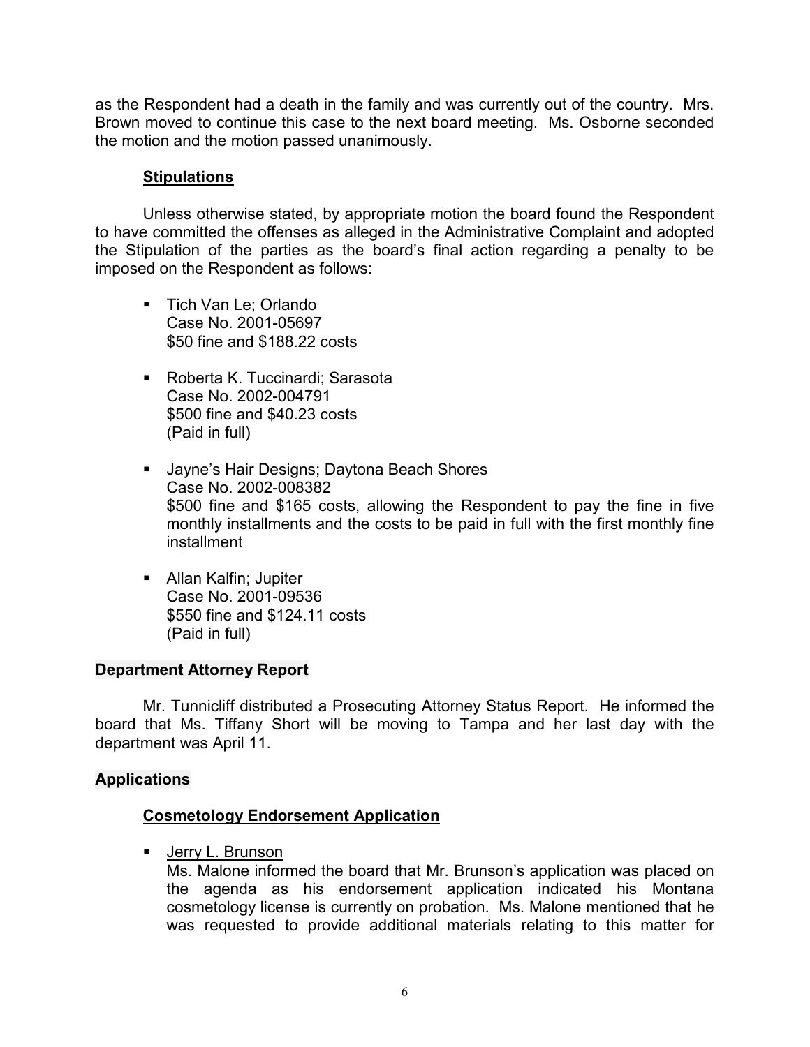as the Respondent had a death in the family and was currently out of the country. Mrs. Brown moved to continue this case to the next board meeting. Ms. Osborne seconded the motion and the motion passed unanimously.

### Stipulations

Unless otherwise stated, by appropriate motion the board found the Respondent to have committed the offenses as alleged in the Administrative Complaint and adopted the Stipulation of the parties as the board's final action regarding a penalty to be imposed on the Respondent as follows:

- Tich Van Le; Orlando
  Case No. 2001-05697
  $50 fine and $188.22 costs

- Roberta K. Tuccinardi; Sarasota
  Case No. 2002-004791
  $500 fine and $40.23 costs
  (Paid in full)

- Jayne's Hair Designs; Daytona Beach Shores
  Case No. 2002-008382
  $500 fine and $165 costs, allowing the Respondent to pay the fine in five monthly installments and the costs to be paid in full with the first monthly fine installment

- Allan Kalfin; Jupiter
  Case No. 2001-09536
  $550 fine and $124.11 costs
  (Paid in full)

## Department Attorney Report

Mr. Tunnicliff distributed a Prosecuting Attorney Status Report. He informed the board that Ms. Tiffany Short will be moving to Tampa and her last day with the department was April 11.

## Applications

### Cosmetology Endorsement Application

- Jerry L. Brunson
  Ms. Malone informed the board that Mr. Brunson's application was placed on the agenda as his endorsement application indicated his Montana cosmetology license is currently on probation. Ms. Malone mentioned that he was requested to provide additional materials relating to this matter for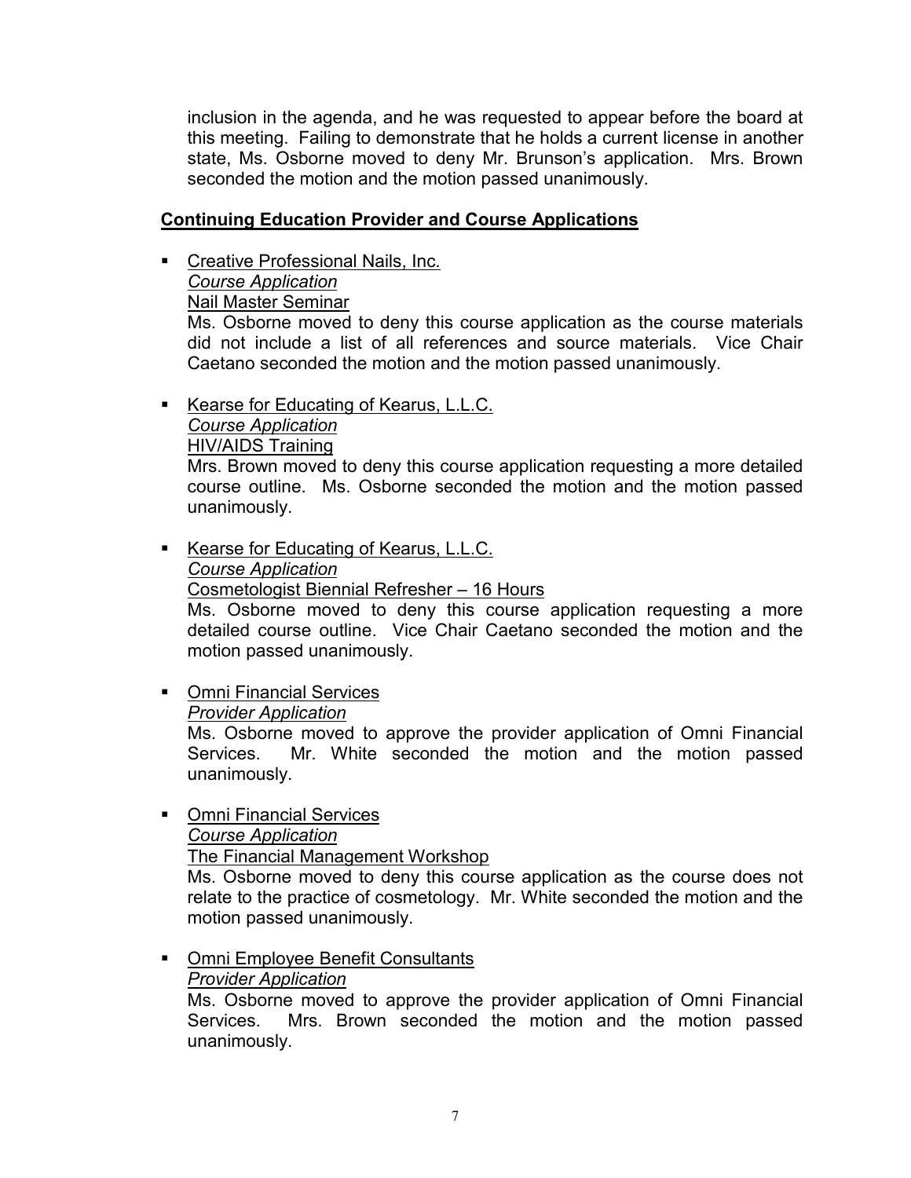inclusion in the agenda, and he was requested to appear before the board at this meeting. Failing to demonstrate that he holds a current license in another state, Ms. Osborne moved to deny Mr. Brunson's application. Mrs. Brown seconded the motion and the motion passed unanimously.

**Continuing Education Provider and Course Applications**

- Creative Professional Nails, Inc.
  *Course Application*
  Nail Master Seminar
  Ms. Osborne moved to deny this course application as the course materials did not include a list of all references and source materials. Vice Chair Caetano seconded the motion and the motion passed unanimously.

- Kearse for Educating of Kearus, L.L.C.
  *Course Application*
  HIV/AIDS Training
  Mrs. Brown moved to deny this course application requesting a more detailed course outline. Ms. Osborne seconded the motion and the motion passed unanimously.

- Kearse for Educating of Kearus, L.L.C.
  *Course Application*
  Cosmetologist Biennial Refresher – 16 Hours
  Ms. Osborne moved to deny this course application requesting a more detailed course outline. Vice Chair Caetano seconded the motion and the motion passed unanimously.

- Omni Financial Services
  *Provider Application*
  Ms. Osborne moved to approve the provider application of Omni Financial Services. Mr. White seconded the motion and the motion passed unanimously.

- Omni Financial Services
  *Course Application*
  The Financial Management Workshop
  Ms. Osborne moved to deny this course application as the course does not relate to the practice of cosmetology. Mr. White seconded the motion and the motion passed unanimously.

- Omni Employee Benefit Consultants
  *Provider Application*
  Ms. Osborne moved to approve the provider application of Omni Financial Services. Mrs. Brown seconded the motion and the motion passed unanimously.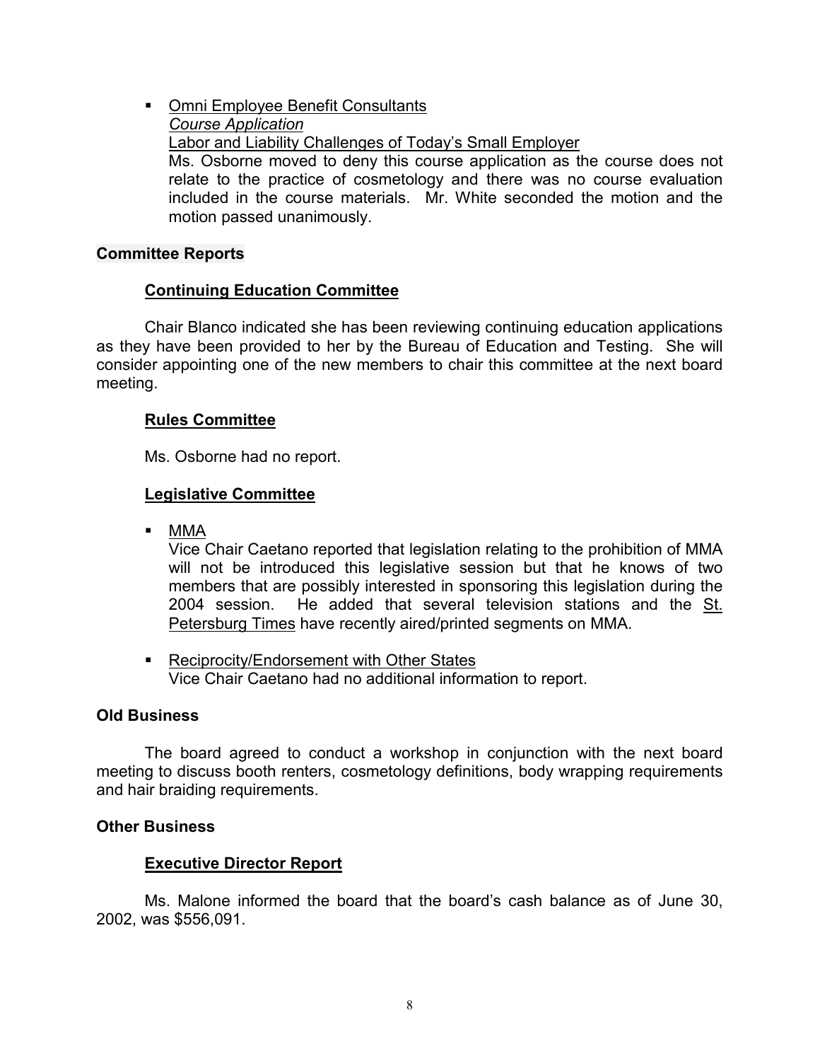- Omni Employee Benefit Consultants
  *Course Application*
  Labor and Liability Challenges of Today's Small Employer
  Ms. Osborne moved to deny this course application as the course does not relate to the practice of cosmetology and there was no course evaluation included in the course materials. Mr. White seconded the motion and the motion passed unanimously.

## Committee Reports

### Continuing Education Committee

Chair Blanco indicated she has been reviewing continuing education applications as they have been provided to her by the Bureau of Education and Testing. She will consider appointing one of the new members to chair this committee at the next board meeting.

### Rules Committee

Ms. Osborne had no report.

### Legislative Committee

- MMA
  Vice Chair Caetano reported that legislation relating to the prohibition of MMA will not be introduced this legislative session but that he knows of two members that are possibly interested in sponsoring this legislation during the 2004 session. He added that several television stations and the St. Petersburg Times have recently aired/printed segments on MMA.

- Reciprocity/Endorsement with Other States
  Vice Chair Caetano had no additional information to report.

## Old Business

The board agreed to conduct a workshop in conjunction with the next board meeting to discuss booth renters, cosmetology definitions, body wrapping requirements and hair braiding requirements.

## Other Business

### Executive Director Report

Ms. Malone informed the board that the board's cash balance as of June 30, 2002, was $556,091.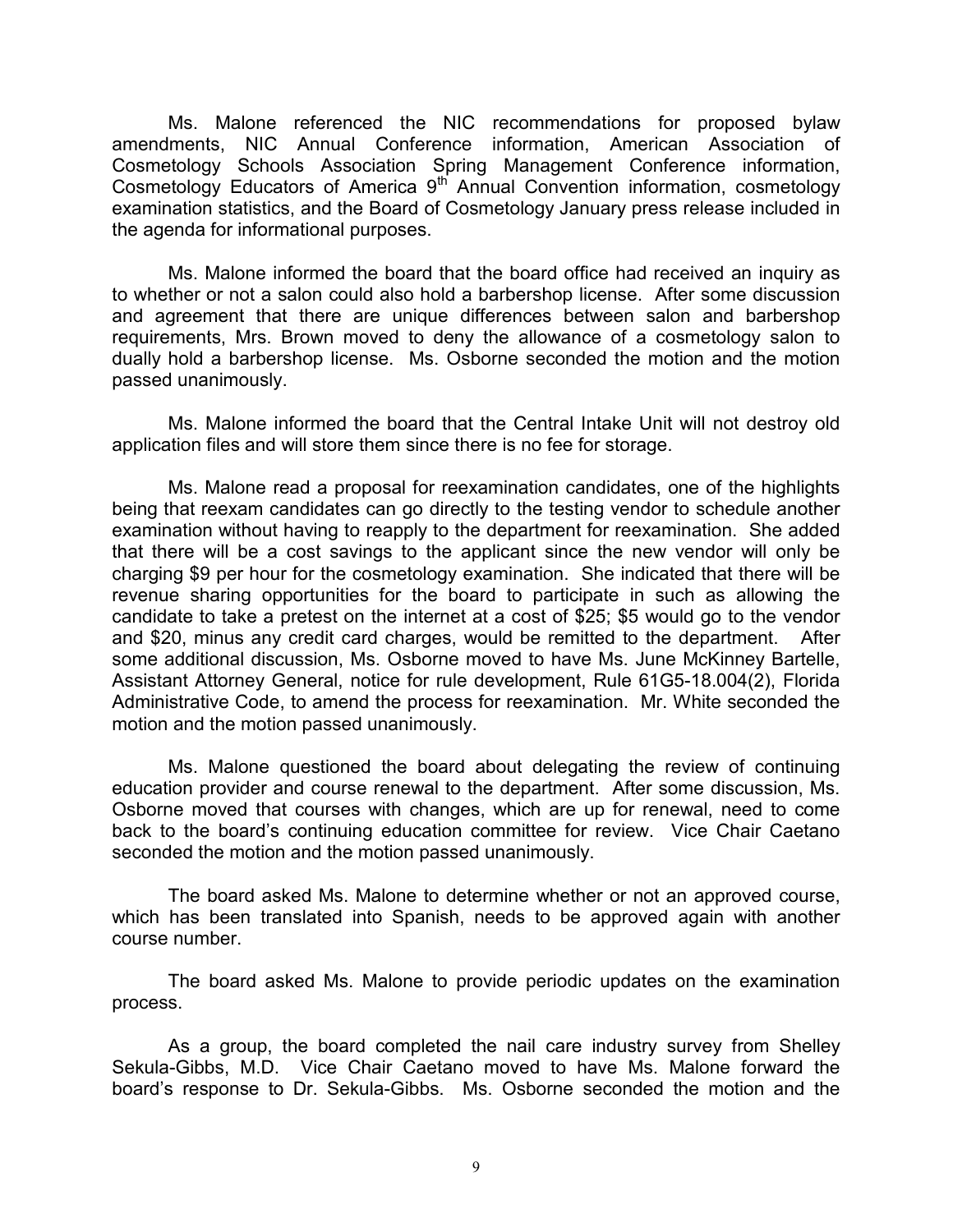Ms. Malone referenced the NIC recommendations for proposed bylaw amendments, NIC Annual Conference information, American Association of Cosmetology Schools Association Spring Management Conference information, Cosmetology Educators of America 9th Annual Convention information, cosmetology examination statistics, and the Board of Cosmetology January press release included in the agenda for informational purposes.

Ms. Malone informed the board that the board office had received an inquiry as to whether or not a salon could also hold a barbershop license. After some discussion and agreement that there are unique differences between salon and barbershop requirements, Mrs. Brown moved to deny the allowance of a cosmetology salon to dually hold a barbershop license. Ms. Osborne seconded the motion and the motion passed unanimously.

Ms. Malone informed the board that the Central Intake Unit will not destroy old application files and will store them since there is no fee for storage.

Ms. Malone read a proposal for reexamination candidates, one of the highlights being that reexam candidates can go directly to the testing vendor to schedule another examination without having to reapply to the department for reexamination. She added that there will be a cost savings to the applicant since the new vendor will only be charging $9 per hour for the cosmetology examination. She indicated that there will be revenue sharing opportunities for the board to participate in such as allowing the candidate to take a pretest on the internet at a cost of $25; $5 would go to the vendor and $20, minus any credit card charges, would be remitted to the department. After some additional discussion, Ms. Osborne moved to have Ms. June McKinney Bartelle, Assistant Attorney General, notice for rule development, Rule 61G5-18.004(2), Florida Administrative Code, to amend the process for reexamination. Mr. White seconded the motion and the motion passed unanimously.

Ms. Malone questioned the board about delegating the review of continuing education provider and course renewal to the department. After some discussion, Ms. Osborne moved that courses with changes, which are up for renewal, need to come back to the board's continuing education committee for review. Vice Chair Caetano seconded the motion and the motion passed unanimously.

The board asked Ms. Malone to determine whether or not an approved course, which has been translated into Spanish, needs to be approved again with another course number.

The board asked Ms. Malone to provide periodic updates on the examination process.

As a group, the board completed the nail care industry survey from Shelley Sekula-Gibbs, M.D. Vice Chair Caetano moved to have Ms. Malone forward the board's response to Dr. Sekula-Gibbs. Ms. Osborne seconded the motion and the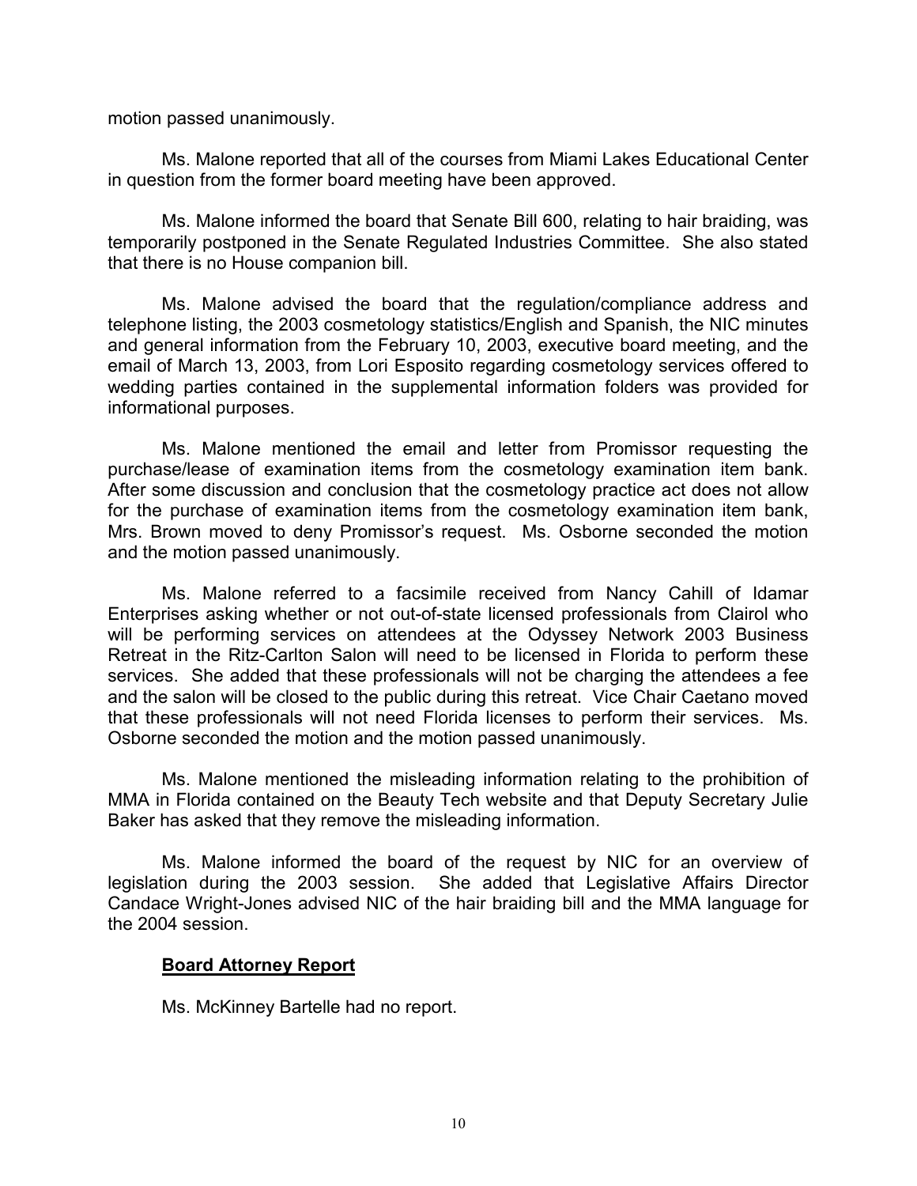motion passed unanimously.

Ms. Malone reported that all of the courses from Miami Lakes Educational Center in question from the former board meeting have been approved.

Ms. Malone informed the board that Senate Bill 600, relating to hair braiding, was temporarily postponed in the Senate Regulated Industries Committee. She also stated that there is no House companion bill.

Ms. Malone advised the board that the regulation/compliance address and telephone listing, the 2003 cosmetology statistics/English and Spanish, the NIC minutes and general information from the February 10, 2003, executive board meeting, and the email of March 13, 2003, from Lori Esposito regarding cosmetology services offered to wedding parties contained in the supplemental information folders was provided for informational purposes.

Ms. Malone mentioned the email and letter from Promissor requesting the purchase/lease of examination items from the cosmetology examination item bank. After some discussion and conclusion that the cosmetology practice act does not allow for the purchase of examination items from the cosmetology examination item bank, Mrs. Brown moved to deny Promissor's request. Ms. Osborne seconded the motion and the motion passed unanimously.

Ms. Malone referred to a facsimile received from Nancy Cahill of Idamar Enterprises asking whether or not out-of-state licensed professionals from Clairol who will be performing services on attendees at the Odyssey Network 2003 Business Retreat in the Ritz-Carlton Salon will need to be licensed in Florida to perform these services. She added that these professionals will not be charging the attendees a fee and the salon will be closed to the public during this retreat. Vice Chair Caetano moved that these professionals will not need Florida licenses to perform their services. Ms. Osborne seconded the motion and the motion passed unanimously.

Ms. Malone mentioned the misleading information relating to the prohibition of MMA in Florida contained on the Beauty Tech website and that Deputy Secretary Julie Baker has asked that they remove the misleading information.

Ms. Malone informed the board of the request by NIC for an overview of legislation during the 2003 session. She added that Legislative Affairs Director Candace Wright-Jones advised NIC of the hair braiding bill and the MMA language for the 2004 session.

**Board Attorney Report**

Ms. McKinney Bartelle had no report.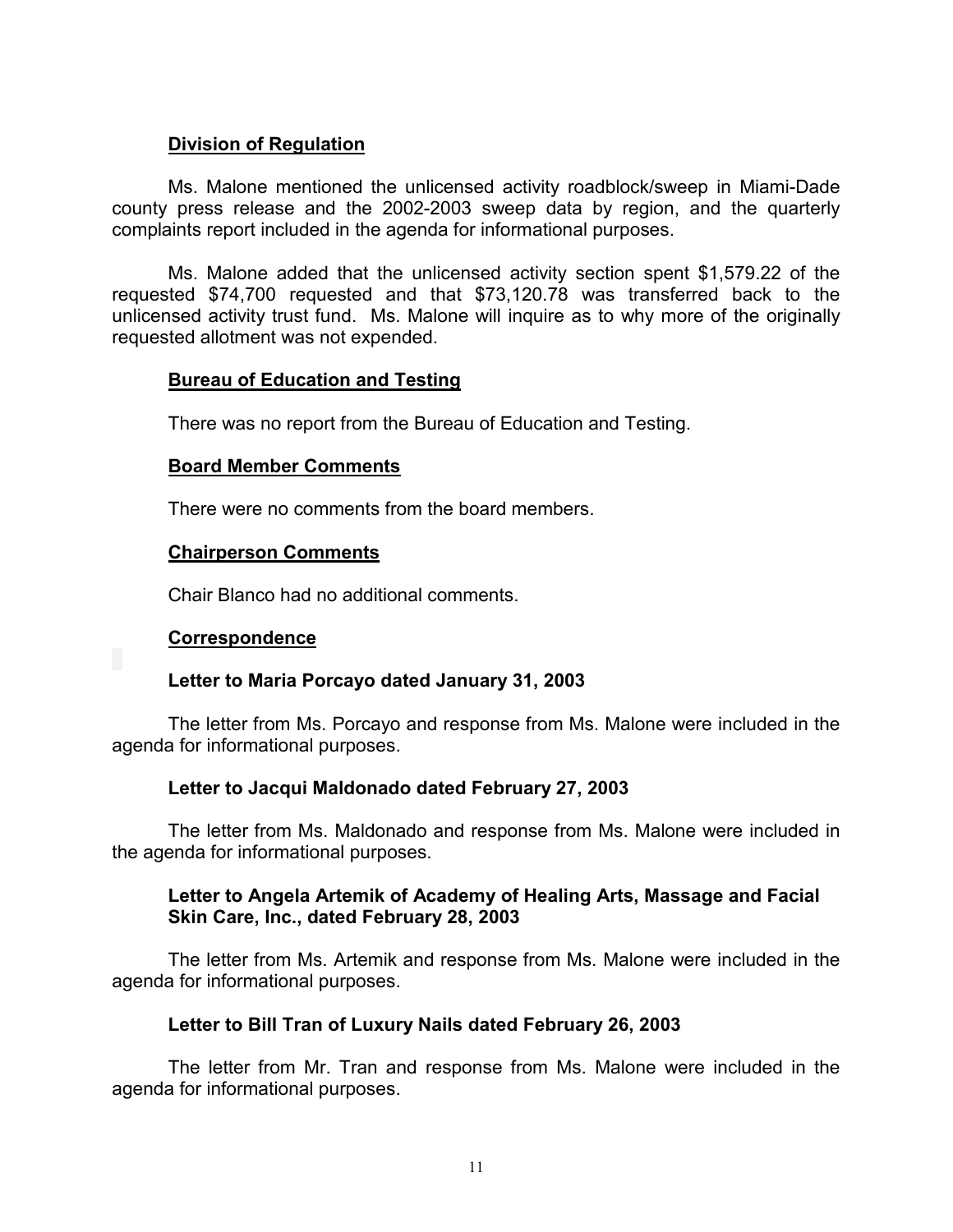**Division of Regulation**

Ms. Malone mentioned the unlicensed activity roadblock/sweep in Miami-Dade county press release and the 2002-2003 sweep data by region, and the quarterly complaints report included in the agenda for informational purposes.

Ms. Malone added that the unlicensed activity section spent $1,579.22 of the requested $74,700 requested and that $73,120.78 was transferred back to the unlicensed activity trust fund. Ms. Malone will inquire as to why more of the originally requested allotment was not expended.

**Bureau of Education and Testing**

There was no report from the Bureau of Education and Testing.

**Board Member Comments**

There were no comments from the board members.

**Chairperson Comments**

Chair Blanco had no additional comments.

**Correspondence**

**Letter to Maria Porcayo dated January 31, 2003**

The letter from Ms. Porcayo and response from Ms. Malone were included in the agenda for informational purposes.

**Letter to Jacqui Maldonado dated February 27, 2003**

The letter from Ms. Maldonado and response from Ms. Malone were included in the agenda for informational purposes.

**Letter to Angela Artemik of Academy of Healing Arts, Massage and Facial Skin Care, Inc., dated February 28, 2003**

The letter from Ms. Artemik and response from Ms. Malone were included in the agenda for informational purposes.

**Letter to Bill Tran of Luxury Nails dated February 26, 2003**

The letter from Mr. Tran and response from Ms. Malone were included in the agenda for informational purposes.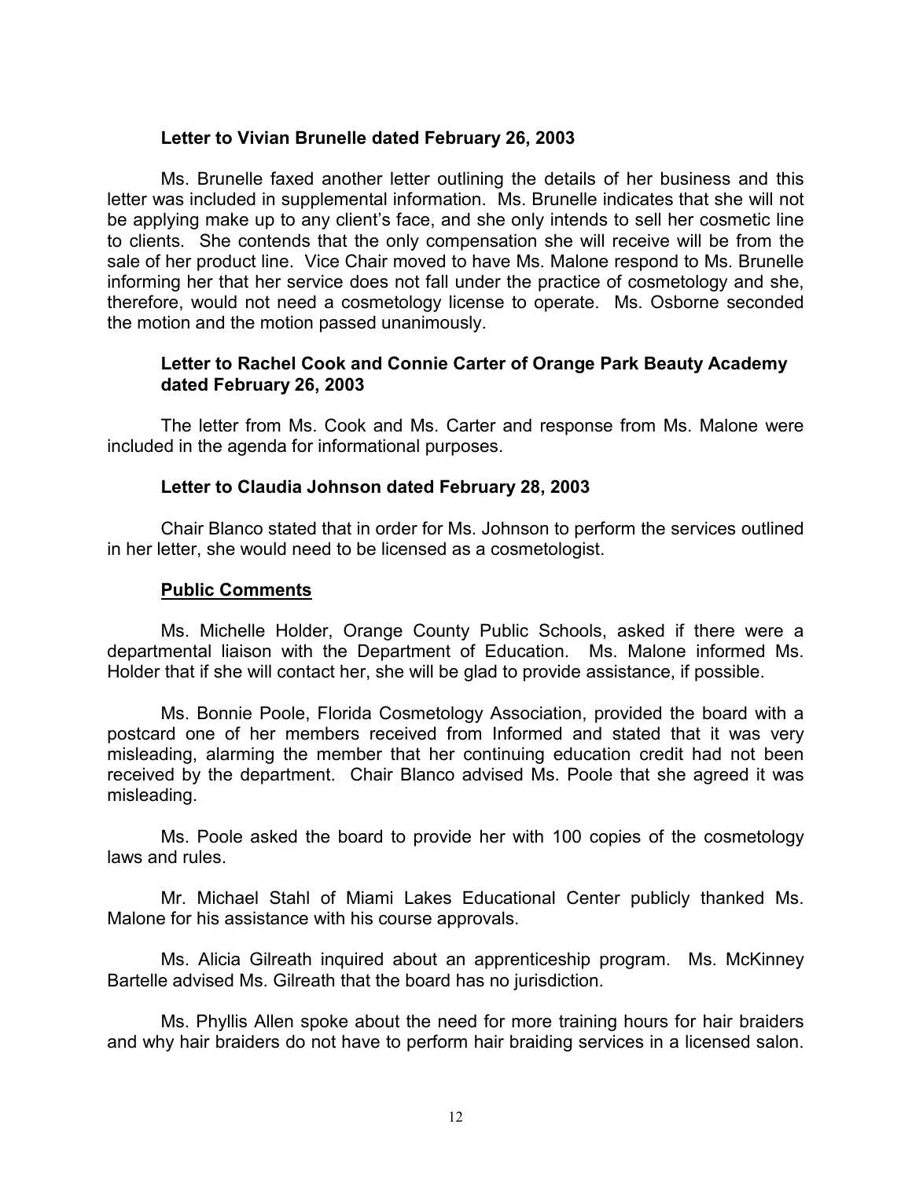**Letter to Vivian Brunelle dated February 26, 2003**

Ms. Brunelle faxed another letter outlining the details of her business and this letter was included in supplemental information. Ms. Brunelle indicates that she will not be applying make up to any client's face, and she only intends to sell her cosmetic line to clients. She contends that the only compensation she will receive will be from the sale of her product line. Vice Chair moved to have Ms. Malone respond to Ms. Brunelle informing her that her service does not fall under the practice of cosmetology and she, therefore, would not need a cosmetology license to operate. Ms. Osborne seconded the motion and the motion passed unanimously.

**Letter to Rachel Cook and Connie Carter of Orange Park Beauty Academy dated February 26, 2003**

The letter from Ms. Cook and Ms. Carter and response from Ms. Malone were included in the agenda for informational purposes.

**Letter to Claudia Johnson dated February 28, 2003**

Chair Blanco stated that in order for Ms. Johnson to perform the services outlined in her letter, she would need to be licensed as a cosmetologist.

**Public Comments**

Ms. Michelle Holder, Orange County Public Schools, asked if there were a departmental liaison with the Department of Education. Ms. Malone informed Ms. Holder that if she will contact her, she will be glad to provide assistance, if possible.

Ms. Bonnie Poole, Florida Cosmetology Association, provided the board with a postcard one of her members received from Informed and stated that it was very misleading, alarming the member that her continuing education credit had not been received by the department. Chair Blanco advised Ms. Poole that she agreed it was misleading.

Ms. Poole asked the board to provide her with 100 copies of the cosmetology laws and rules.

Mr. Michael Stahl of Miami Lakes Educational Center publicly thanked Ms. Malone for his assistance with his course approvals.

Ms. Alicia Gilreath inquired about an apprenticeship program. Ms. McKinney Bartelle advised Ms. Gilreath that the board has no jurisdiction.

Ms. Phyllis Allen spoke about the need for more training hours for hair braiders and why hair braiders do not have to perform hair braiding services in a licensed salon.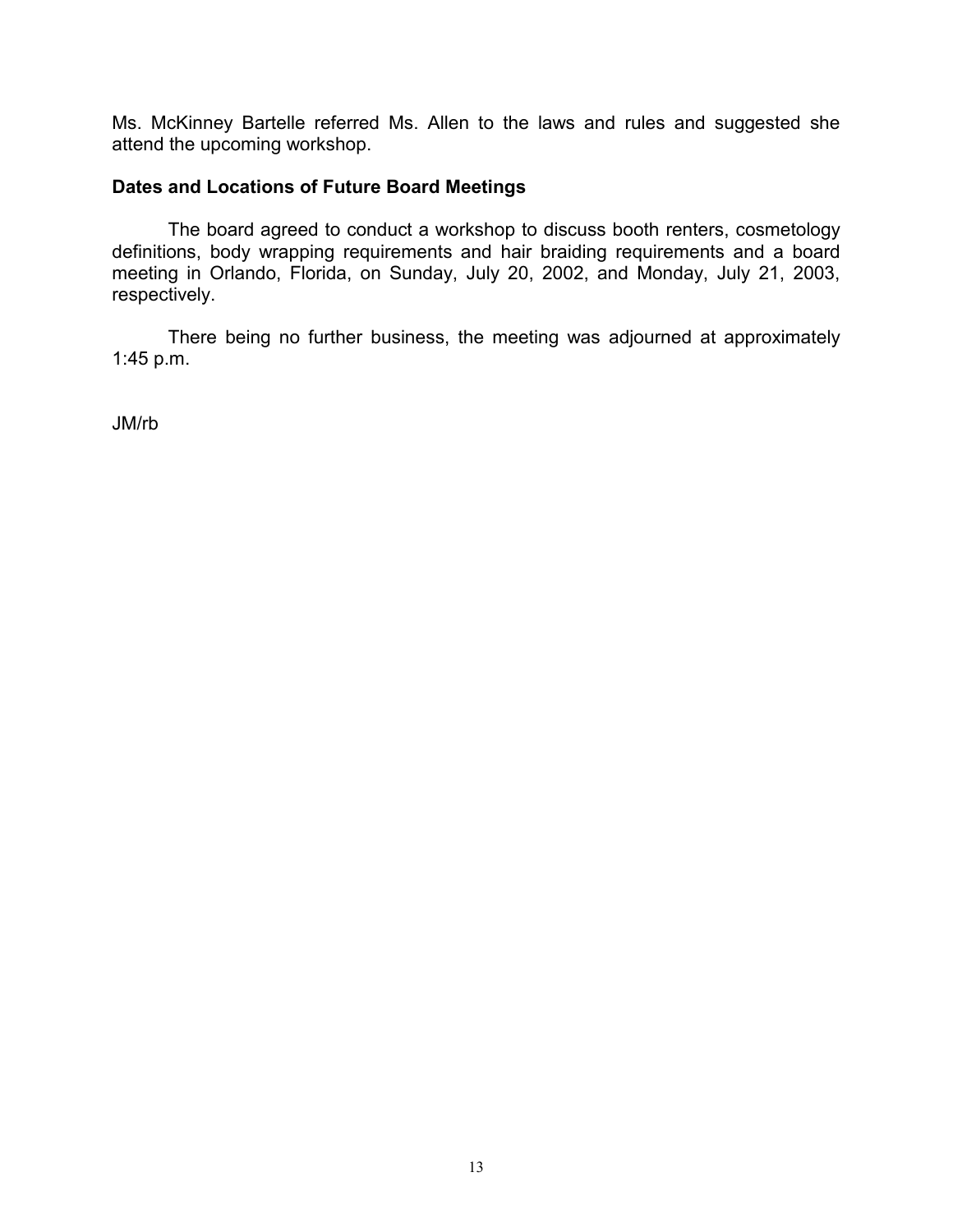Ms. McKinney Bartelle referred Ms. Allen to the laws and rules and suggested she attend the upcoming workshop.

**Dates and Locations of Future Board Meetings**

The board agreed to conduct a workshop to discuss booth renters, cosmetology definitions, body wrapping requirements and hair braiding requirements and a board meeting in Orlando, Florida, on Sunday, July 20, 2002, and Monday, July 21, 2003, respectively.

There being no further business, the meeting was adjourned at approximately 1:45 p.m.

JM/rb